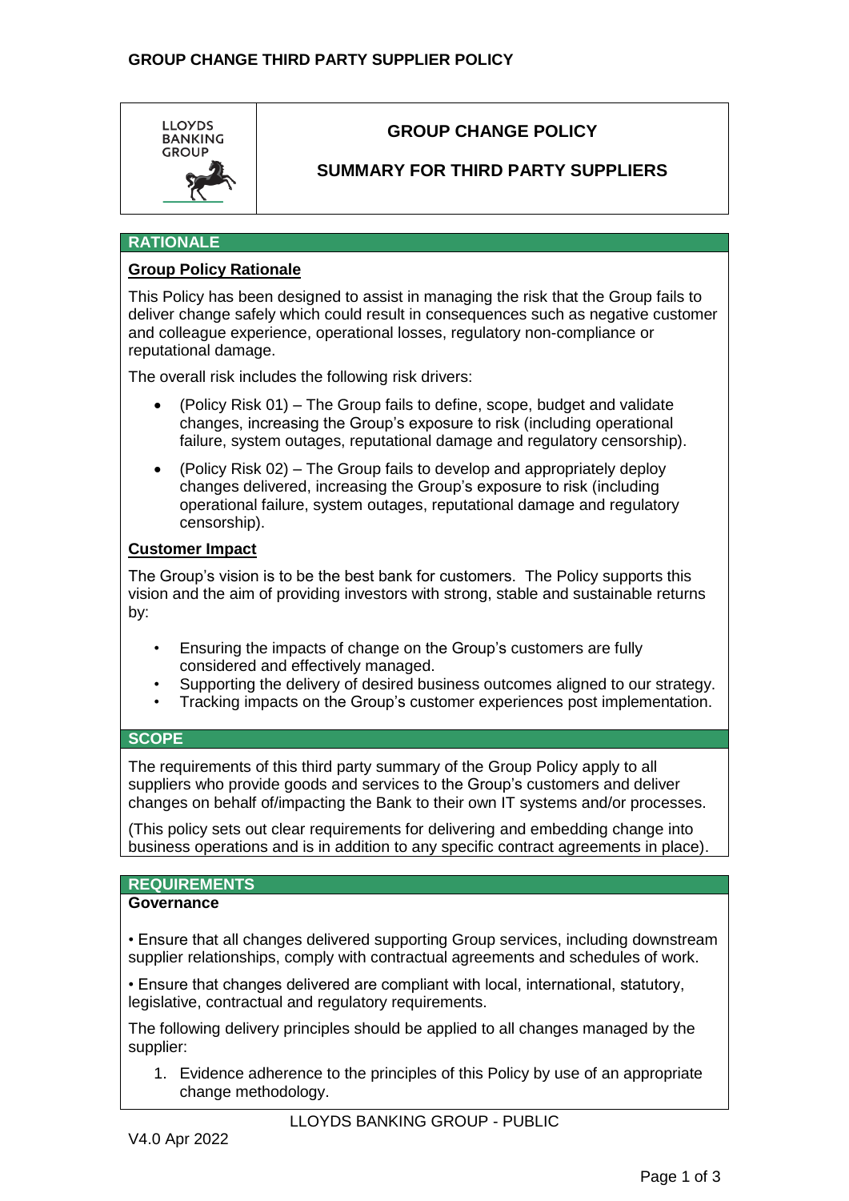# GROUP CHANGE POLICY

## SUMMARY FOR THIRD PARTY SUPPLIERS

## RATIONALE

### Group Policy Rationale

This Policy has been designed to assist in managing the risk that the Group fails to deliver change safely which could result in consequences such as negative customer and colleague experience, operational losses, regulatory non-compliance or reputational damage.

The overall risk includes the following risk drivers:

- (Policy Risk 01) – The Group fails to define, scope, budget and validate changes, increasing the Group's exposure to risk (including operational failure, system outages, reputational damage and regulatory censorship).
- (Policy Risk 02) – The Group fails to develop and appropriately deploy changes delivered, increasing the Group's exposure to risk (including operational failure, system outages, reputational damage and regulatory censorship).

### Customer Impact

The Group's vision is to be the best bank for customers. The Policy supports this vision and the aim of providing investors with strong, stable and sustainable returns by:

- Ensuring the impacts of change on the Group's customers are fully considered and effectively managed.
- Supporting the delivery of desired business outcomes aligned to our strategy.
- Tracking impacts on the Group's customer experiences post implementation.

## SCOPE

The requirements of this third party summary of the Group Policy apply to all suppliers who provide goods and services to the Group's customers and deliver changes on behalf of/impacting the Bank to their own IT systems and/or processes.

(This policy sets out clear requirements for delivering and embedding change into business operations and is in addition to any specific contract agreements in place).

## REQUIREMENTS

**Governance**

• Ensure that all changes delivered supporting Group services, including downstream supplier relationships, comply with contractual agreements and schedules of work.

• Ensure that changes delivered are compliant with local, international, statutory, legislative, contractual and regulatory requirements.

The following delivery principles should be applied to all changes managed by the supplier:

1. Evidence adherence to the principles of this Policy by use of an appropriate change methodology.

LLOYDS BANKING GROUP - PUBLIC

V4.0 Apr 2022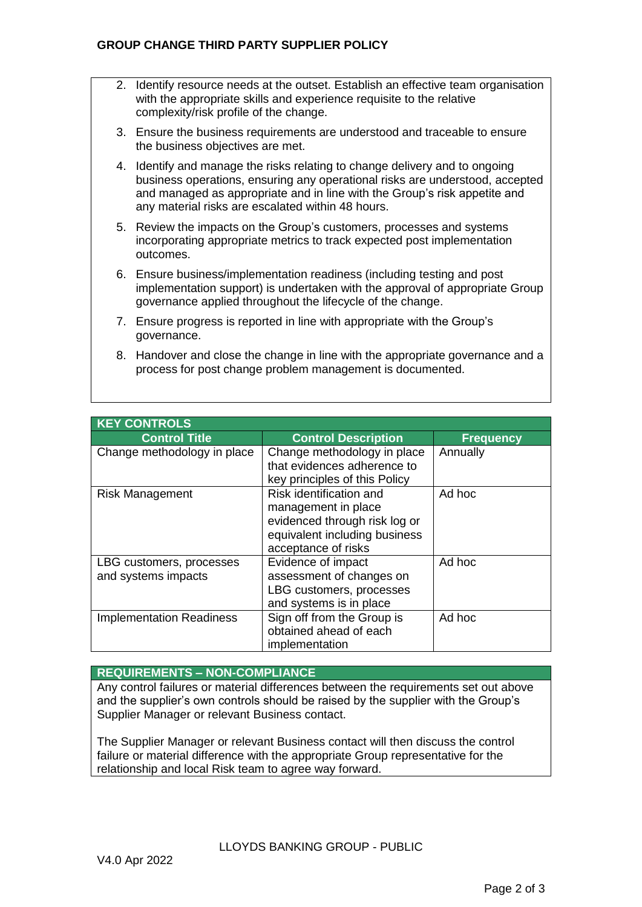2. Identify resource needs at the outset. Establish an effective team organisation with the appropriate skills and experience requisite to the relative complexity/risk profile of the change.
3. Ensure the business requirements are understood and traceable to ensure the business objectives are met.
4. Identify and manage the risks relating to change delivery and to ongoing business operations, ensuring any operational risks are understood, accepted and managed as appropriate and in line with the Group's risk appetite and any material risks are escalated within 48 hours.
5. Review the impacts on the Group's customers, processes and systems incorporating appropriate metrics to track expected post implementation outcomes.
6. Ensure business/implementation readiness (including testing and post implementation support) is undertaken with the approval of appropriate Group governance applied throughout the lifecycle of the change.
7. Ensure progress is reported in line with appropriate with the Group's governance.
8. Handover and close the change in line with the appropriate governance and a process for post change problem management is documented.

| KEY CONTROLS | | |
|---|---|---|
| **Control Title** | **Control Description** | **Frequency** |
| Change methodology in place | Change methodology in place that evidences adherence to key principles of this Policy | Annually |
| Risk Management | Risk identification and management in place evidenced through risk log or equivalent including business acceptance of risks | Ad hoc |
| LBG customers, processes and systems impacts | Evidence of impact assessment of changes on LBG customers, processes and systems is in place | Ad hoc |
| Implementation Readiness | Sign off from the Group is obtained ahead of each implementation | Ad hoc |

**REQUIREMENTS – NON-COMPLIANCE**

Any control failures or material differences between the requirements set out above and the supplier's own controls should be raised by the supplier with the Group's Supplier Manager or relevant Business contact.

The Supplier Manager or relevant Business contact will then discuss the control failure or material difference with the appropriate Group representative for the relationship and local Risk team to agree way forward.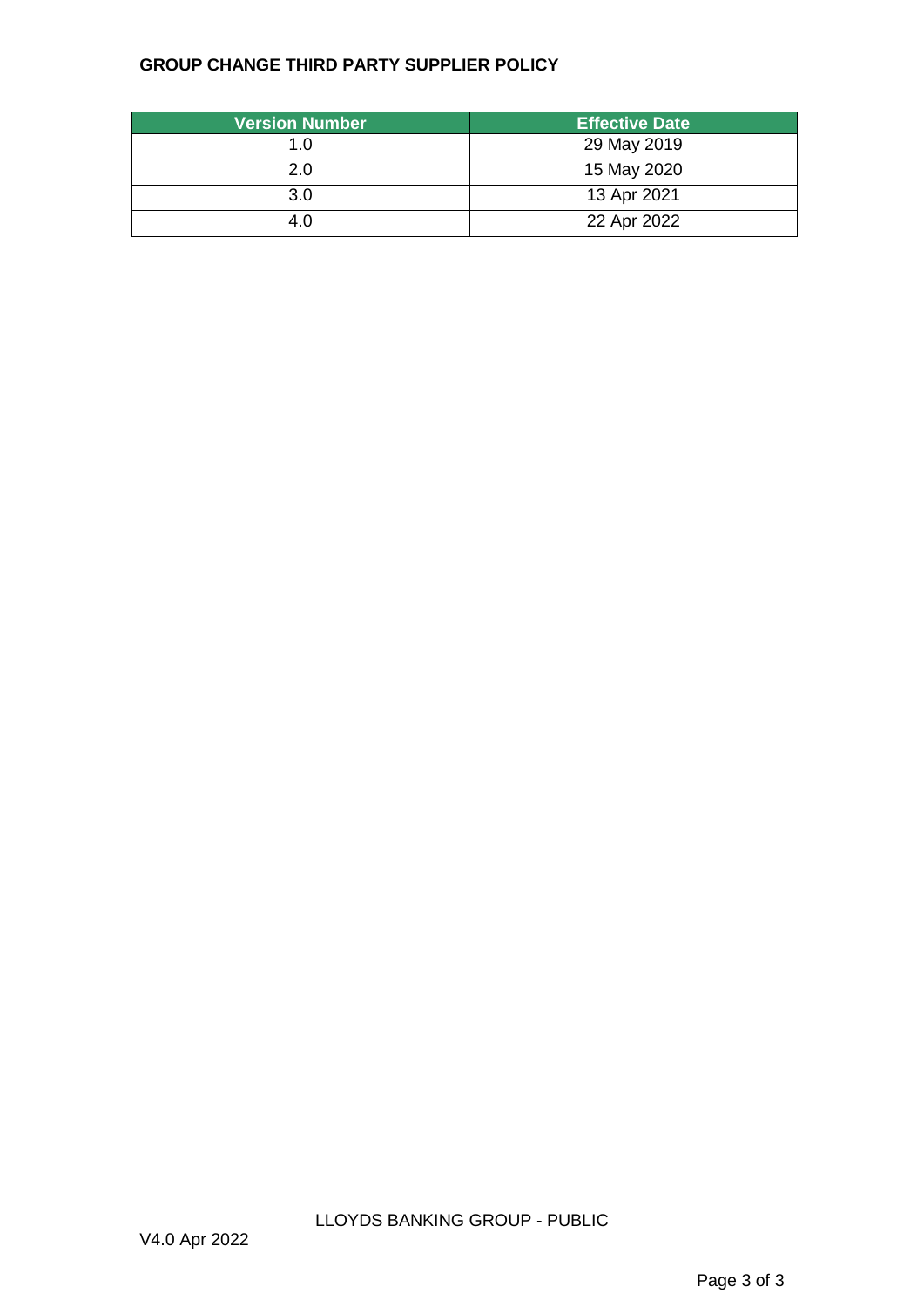**GROUP CHANGE THIRD PARTY SUPPLIER POLICY**

| Version Number | Effective Date |
| --- | --- |
| 1.0 | 29 May 2019 |
| 2.0 | 15 May 2020 |
| 3.0 | 13 Apr 2021 |
| 4.0 | 22 Apr 2022 |